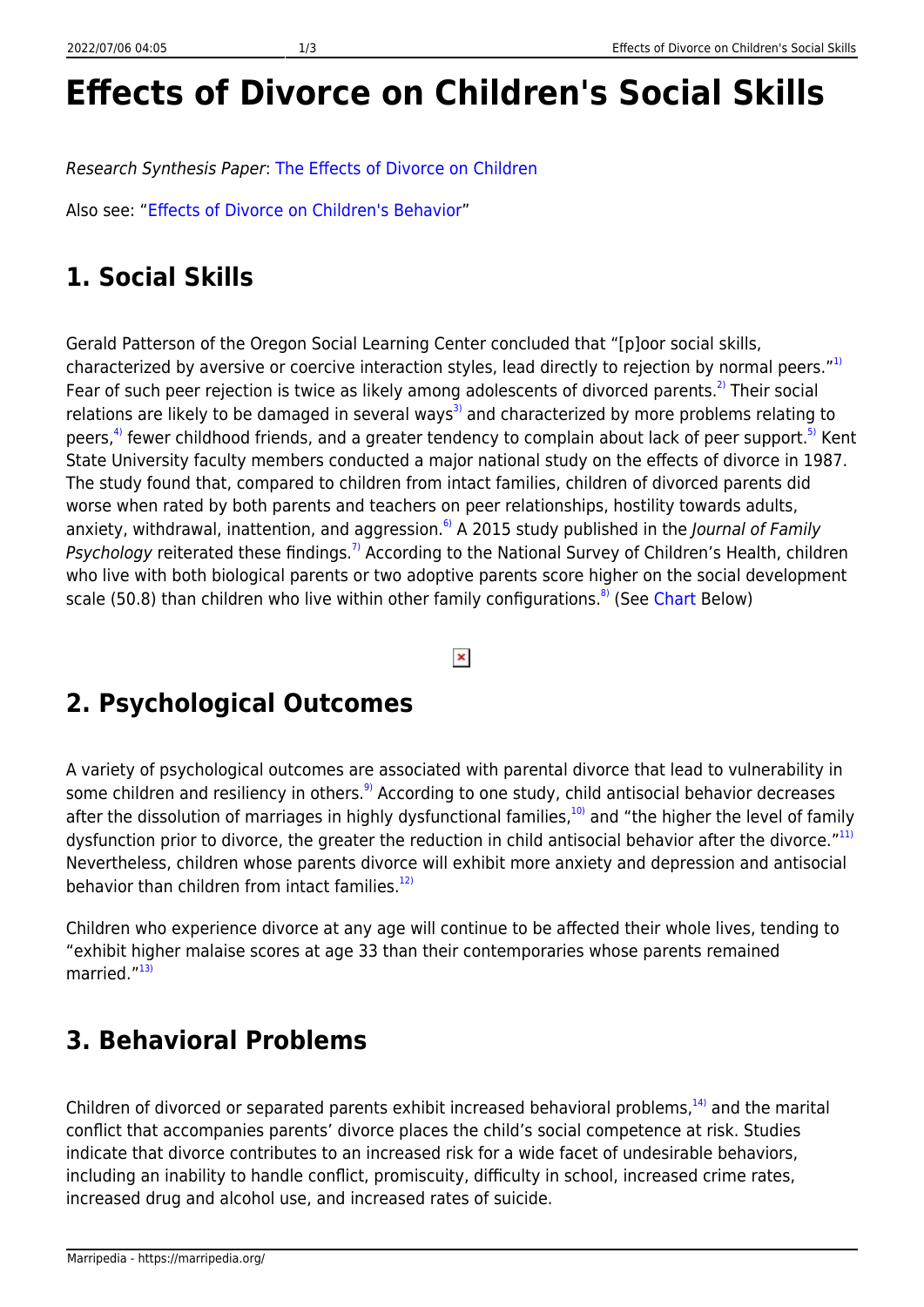# Effects of Divorce on Children's Social Skills

*Research Synthesis Paper*: The Effects of Divorce on Children

Also see: "Effects of Divorce on Children's Behavior"

## 1. Social Skills

Gerald Patterson of the Oregon Social Learning Center concluded that "[p]oor social skills, characterized by aversive or coercive interaction styles, lead directly to rejection by normal peers."[1] Fear of such peer rejection is twice as likely among adolescents of divorced parents.[2] Their social relations are likely to be damaged in several ways[3] and characterized by more problems relating to peers,[4] fewer childhood friends, and a greater tendency to complain about lack of peer support.[5] Kent State University faculty members conducted a major national study on the effects of divorce in 1987. The study found that, compared to children from intact families, children of divorced parents did worse when rated by both parents and teachers on peer relationships, hostility towards adults, anxiety, withdrawal, inattention, and aggression.[6] A 2015 study published in the *Journal of Family Psychology* reiterated these findings.[7] According to the National Survey of Children's Health, children who live with both biological parents or two adoptive parents score higher on the social development scale (50.8) than children who live within other family configurations.[8] (See Chart Below)

## 2. Psychological Outcomes

A variety of psychological outcomes are associated with parental divorce that lead to vulnerability in some children and resiliency in others.[9] According to one study, child antisocial behavior decreases after the dissolution of marriages in highly dysfunctional families,[10] and "the higher the level of family dysfunction prior to divorce, the greater the reduction in child antisocial behavior after the divorce."[11] Nevertheless, children whose parents divorce will exhibit more anxiety and depression and antisocial behavior than children from intact families.[12]

Children who experience divorce at any age will continue to be affected their whole lives, tending to "exhibit higher malaise scores at age 33 than their contemporaries whose parents remained married."[13]

## 3. Behavioral Problems

Children of divorced or separated parents exhibit increased behavioral problems,[14] and the marital conflict that accompanies parents' divorce places the child's social competence at risk. Studies indicate that divorce contributes to an increased risk for a wide facet of undesirable behaviors, including an inability to handle conflict, promiscuity, difficulty in school, increased crime rates, increased drug and alcohol use, and increased rates of suicide.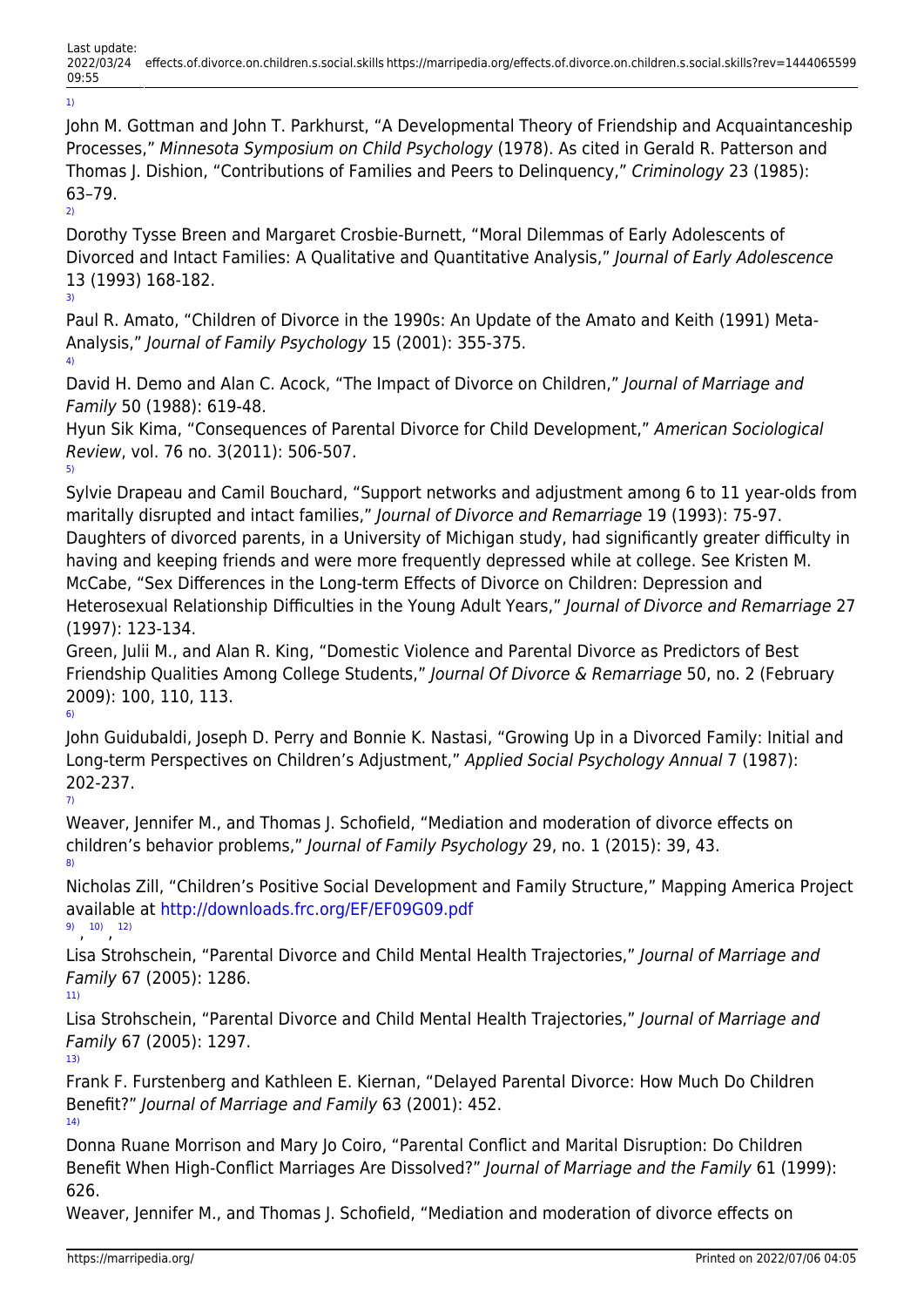[1)]

John M. Gottman and John T. Parkhurst, “A Developmental Theory of Friendship and Acquaintanceship Processes,” *Minnesota Symposium on Child Psychology* (1978). As cited in Gerald R. Patterson and Thomas J. Dishion, “Contributions of Families and Peers to Delinquency,” *Criminology* 23 (1985): 63–79.

[2)]

Dorothy Tysse Breen and Margaret Crosbie-Burnett, “Moral Dilemmas of Early Adolescents of Divorced and Intact Families: A Qualitative and Quantitative Analysis,” *Journal of Early Adolescence* 13 (1993) 168-182.

[3)]

Paul R. Amato, “Children of Divorce in the 1990s: An Update of the Amato and Keith (1991) Meta-Analysis,” *Journal of Family Psychology* 15 (2001): 355-375.

[4)]

David H. Demo and Alan C. Acock, “The Impact of Divorce on Children,” *Journal of Marriage and Family* 50 (1988): 619-48.
Hyun Sik Kima, “Consequences of Parental Divorce for Child Development,” *American Sociological Review*, vol. 76 no. 3(2011): 506-507.

[5)]

Sylvie Drapeau and Camil Bouchard, “Support networks and adjustment among 6 to 11 year-olds from maritally disrupted and intact families,” *Journal of Divorce and Remarriage* 19 (1993): 75-97.
Daughters of divorced parents, in a University of Michigan study, had significantly greater difficulty in having and keeping friends and were more frequently depressed while at college. See Kristen M. McCabe, “Sex Differences in the Long-term Effects of Divorce on Children: Depression and Heterosexual Relationship Difficulties in the Young Adult Years,” *Journal of Divorce and Remarriage* 27 (1997): 123-134.
Green, Julii M., and Alan R. King, “Domestic Violence and Parental Divorce as Predictors of Best Friendship Qualities Among College Students,” *Journal Of Divorce & Remarriage* 50, no. 2 (February 2009): 100, 110, 113.

[6)]

John Guidubaldi, Joseph D. Perry and Bonnie K. Nastasi, “Growing Up in a Divorced Family: Initial and Long-term Perspectives on Children’s Adjustment,” *Applied Social Psychology Annual* 7 (1987): 202-237.

[7)]

Weaver, Jennifer M., and Thomas J. Schofield, “Mediation and moderation of divorce effects on children’s behavior problems,” *Journal of Family Psychology* 29, no. 1 (2015): 39, 43.

[8)]

Nicholas Zill, “Children’s Positive Social Development and Family Structure,” Mapping America Project available at http://downloads.frc.org/EF/EF09G09.pdf

[9), 10), 12)]

Lisa Strohschein, “Parental Divorce and Child Mental Health Trajectories,” *Journal of Marriage and Family* 67 (2005): 1286.

[11)]

Lisa Strohschein, “Parental Divorce and Child Mental Health Trajectories,” *Journal of Marriage and Family* 67 (2005): 1297.

[13)]

Frank F. Furstenberg and Kathleen E. Kiernan, “Delayed Parental Divorce: How Much Do Children Benefit?” *Journal of Marriage and Family* 63 (2001): 452.

[14)]

Donna Ruane Morrison and Mary Jo Coiro, “Parental Conflict and Marital Disruption: Do Children Benefit When High-Conflict Marriages Are Dissolved?” *Journal of Marriage and the Family* 61 (1999): 626.
Weaver, Jennifer M., and Thomas J. Schofield, “Mediation and moderation of divorce effects on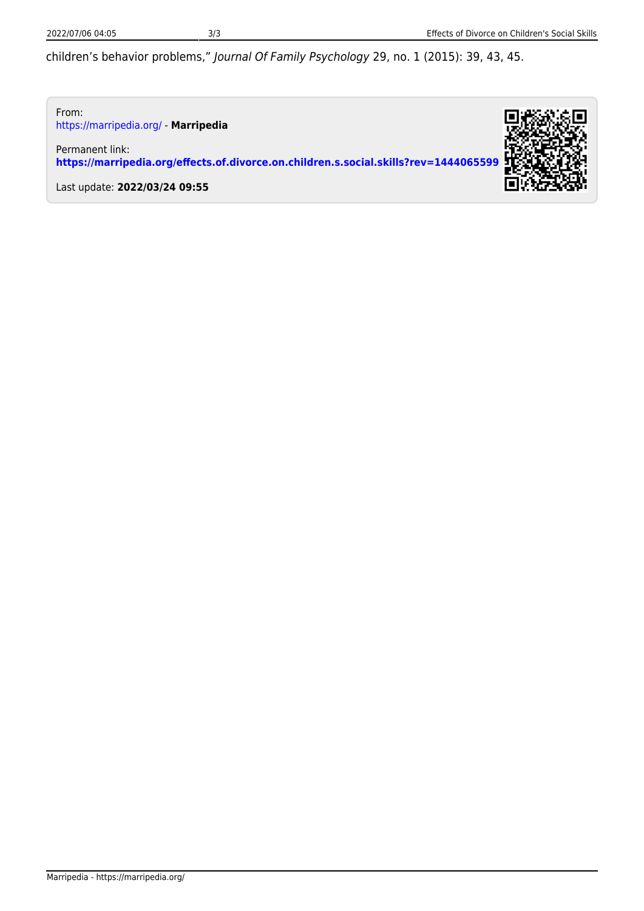children’s behavior problems,” *Journal Of Family Psychology* 29, no. 1 (2015): 39, 43, 45.

From:
https://marripedia.org/ - **Marripedia**

Permanent link:
**https://marripedia.org/effects.of.divorce.on.children.s.social.skills?rev=1444065599**

Last update: **2022/03/24 09:55**